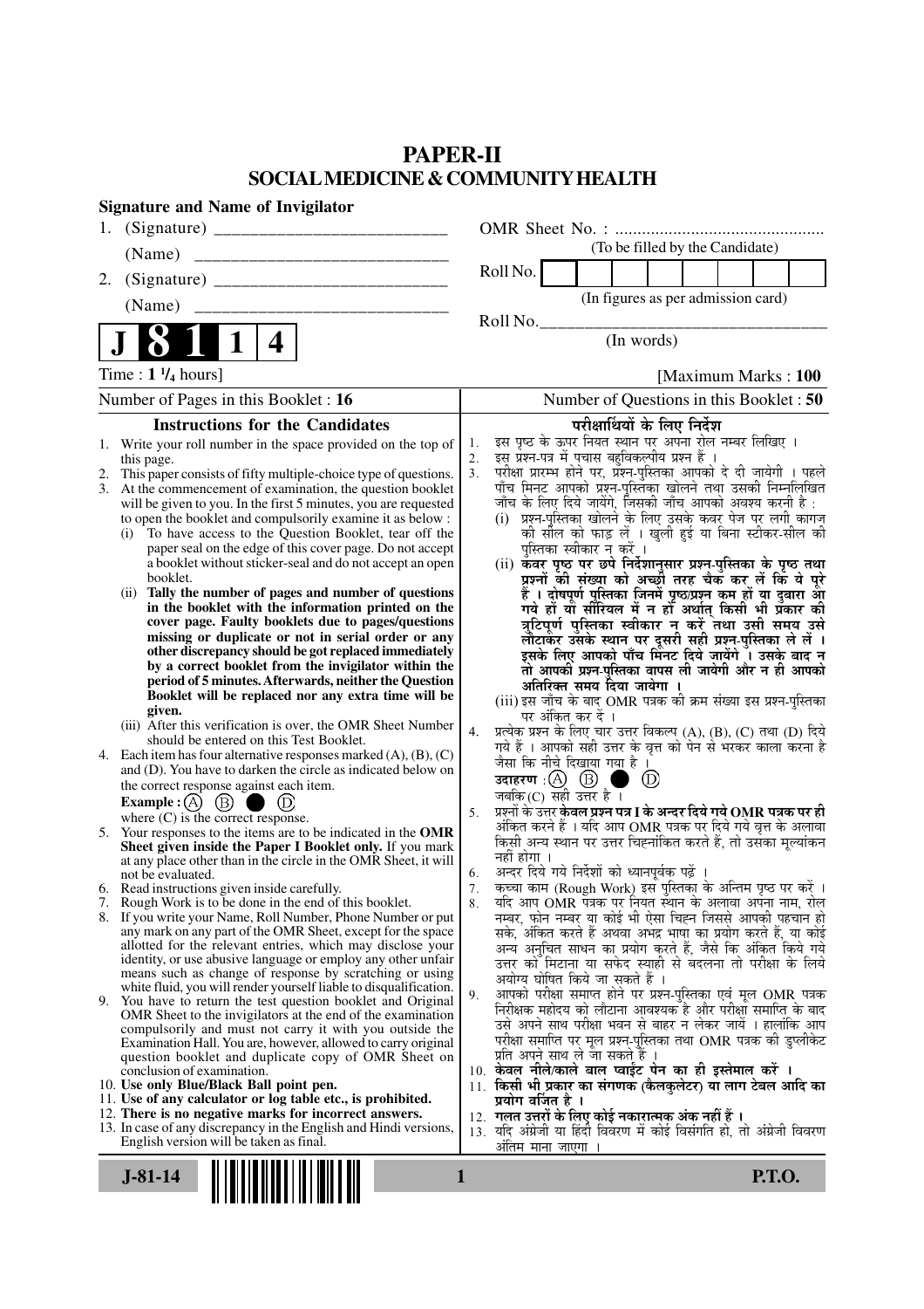# PAPER-II
## SOCIAL MEDICINE & COMMUNITY HEALTH

**Signature and Name of Invigilator**

1. (Signature) __________________________

   (Name) __________________________

2. (Signature) __________________________

   (Name) __________________________

OMR Sheet No. : ...............................................

(To be filled by the Candidate)

Roll No. | | | | | | | | |

(In figures as per admission card)

Roll No.________________________________

(In words)

**J 8 1 1 4**

Time : **1 ¼ hours**] [Maximum Marks : **100**

Number of Pages in this Booklet : **16** | Number of Questions in this Booklet : **50**

### Instructions for the Candidates

1. Write your roll number in the space provided on the top of this page.
2. This paper consists of fifty multiple-choice type of questions.
3. At the commencement of examination, the question booklet will be given to you. In the first 5 minutes, you are requested to open the booklet and compulsorily examine it as below :
   (i) To have access to the Question Booklet, tear off the paper seal on the edge of this cover page. Do not accept a booklet without sticker-seal and do not accept an open booklet.
   (ii) **Tally the number of pages and number of questions in the booklet with the information printed on the cover page. Faulty booklets due to pages/questions missing or duplicate or not in serial order or any other discrepancy should be got replaced immediately by a correct booklet from the invigilator within the period of 5 minutes. Afterwards, neither the Question Booklet will be replaced nor any extra time will be given.**
   (iii) After this verification is over, the OMR Sheet Number should be entered on this Test Booklet.
4. Each item has four alternative responses marked (A), (B), (C) and (D). You have to darken the circle as indicated below on the correct response against each item.
   **Example :** (A) (B) ● (D)
   where (C) is the correct response.
5. Your responses to the items are to be indicated in the **OMR Sheet given inside the Paper I Booklet only.** If you mark at any place other than in the circle in the OMR Sheet, it will not be evaluated.
6. Read instructions given inside carefully.
7. Rough Work is to be done in the end of this booklet.
8. If you write your Name, Roll Number, Phone Number or put any mark on any part of the OMR Sheet, except for the space allotted for the relevant entries, which may disclose your identity, or use abusive language or employ any other unfair means such as change of response by scratching or using white fluid, you will render yourself liable to disqualification.
9. You have to return the test question booklet and Original OMR Sheet to the invigilators at the end of the examination compulsorily and must not carry it with you outside the Examination Hall. You are, however, allowed to carry original question booklet and duplicate copy of OMR Sheet on conclusion of examination.
10. **Use only Blue/Black Ball point pen.**
11. **Use of any calculator or log table etc., is prohibited.**
12. **There is no negative marks for incorrect answers.**
13. In case of any discrepancy in the English and Hindi versions, English version will be taken as final.

### परीक्षार्थियों के लिए निर्देश

1. इस पृष्ठ के ऊपर नियत स्थान पर अपना रोल नम्बर लिखिए ।
2. इस प्रश्न-पत्र में पचास बहुविकल्पीय प्रश्न हैं ।
3. परीक्षा प्रारम्भ होने पर, प्रश्न-पुस्तिका आपको दे दी जायेगी । पहले पाँच मिनट आपको प्रश्न-पुस्तिका खोलने तथा उसकी निम्नलिखित जाँच के लिए दिये जायेंगे, जिसकी जाँच आपको अवश्य करनी है :
   (i) प्रश्न-पुस्तिका खोलने के लिए उसके कवर पेज पर लगी कागज की सील को फाड़ लें । खुली हुई या बिना स्टीकर-सील की पुस्तिका स्वीकार न करें ।
   (ii) **कवर पृष्ठ पर छपे निर्देशानुसार प्रश्न-पुस्तिका के पृष्ठ तथा प्रश्नों की संख्या को अच्छी तरह चैक कर लें कि ये पूरे हैं । दोषपूर्ण पुस्तिका जिनमें पृष्ठ/प्रश्न कम हों या दुबारा आ गये हों या सीरियल में न हों अर्थात् किसी भी प्रकार की त्रुटिपूर्ण पुस्तिका स्वीकार न करें तथा उसी समय उसे लौटाकर उसके स्थान पर दूसरी सही प्रश्न-पुस्तिका ले लें । इसके लिए आपको पाँच मिनट दिये जायेंगे । उसके बाद न तो आपकी प्रश्न-पुस्तिका वापस ली जायेगी और न ही आपको अतिरिक्त समय दिया जायेगा ।**
   (iii) इस जाँच के बाद OMR पत्रक की क्रम संख्या इस प्रश्न-पुस्तिका पर अंकित कर दें ।
4. प्रत्येक प्रश्न के लिए चार उत्तर विकल्प (A), (B), (C) तथा (D) दिये गये हैं । आपको सही उत्तर के वृत्त को पेन से भरकर काला करना है जैसा कि नीचे दिखाया गया है ।
   **उदाहरण :** (A) (B) ● (D)
   जबकि (C) सही उत्तर है ।
5. प्रश्नों के उत्तर **केवल प्रश्न पत्र I के अन्दर दिये गये OMR पत्रक पर ही** अंकित करने हैं । यदि आप OMR पत्रक पर दिये गये वृत्त के अलावा किसी अन्य स्थान पर उत्तर चिह्नांकित करते हैं, तो उसका मूल्यांकन नहीं होगा ।
6. अन्दर दिये गये निर्देशों को ध्यानपूर्वक पढ़ें ।
7. कच्चा काम (Rough Work) इस पुस्तिका के अन्तिम पृष्ठ पर करें ।
8. यदि आप OMR पत्रक पर नियत स्थान के अलावा अपना नाम, रोल नम्बर, फोन नम्बर या कोई भी ऐसा चिह्न जिससे आपकी पहचान हो सके, अंकित करते हैं अथवा अभद्र भाषा का प्रयोग करते हैं, या कोई अन्य अनुचित साधन का प्रयोग करते हैं, जैसे कि अंकित किये गये उत्तर को मिटाना या सफेद स्याही से बदलना तो परीक्षा के लिये अयोग्य घोषित किये जा सकते हैं ।
9. आपको परीक्षा समाप्त होने पर प्रश्न-पुस्तिका एवं मूल OMR पत्रक निरीक्षक महोदय को लौटाना आवश्यक है और परीक्षा समाप्ति के बाद उसे अपने साथ परीक्षा भवन से बाहर न लेकर जायें । हालांकि आप परीक्षा समाप्ति पर मूल प्रश्न-पुस्तिका तथा OMR पत्रक की डुप्लीकेट प्रति अपने साथ ले जा सकते हैं ।
10. **केवल नीले/काले बाल प्वाईंट पेन का ही इस्तेमाल करें ।**
11. **किसी भी प्रकार का संगणक (कैलकुलेटर) या लाग टेबल आदि का प्रयोग वर्जित है ।**
12. **गलत उत्तरों के लिए कोई नकारात्मक अंक नहीं हैं ।**
13. यदि अंग्रेजी या हिंदी विवरण में कोई विसंगति हो, तो अंग्रेजी विवरण अंतिम माना जाएगा ।

J-81-14 **P.T.O.**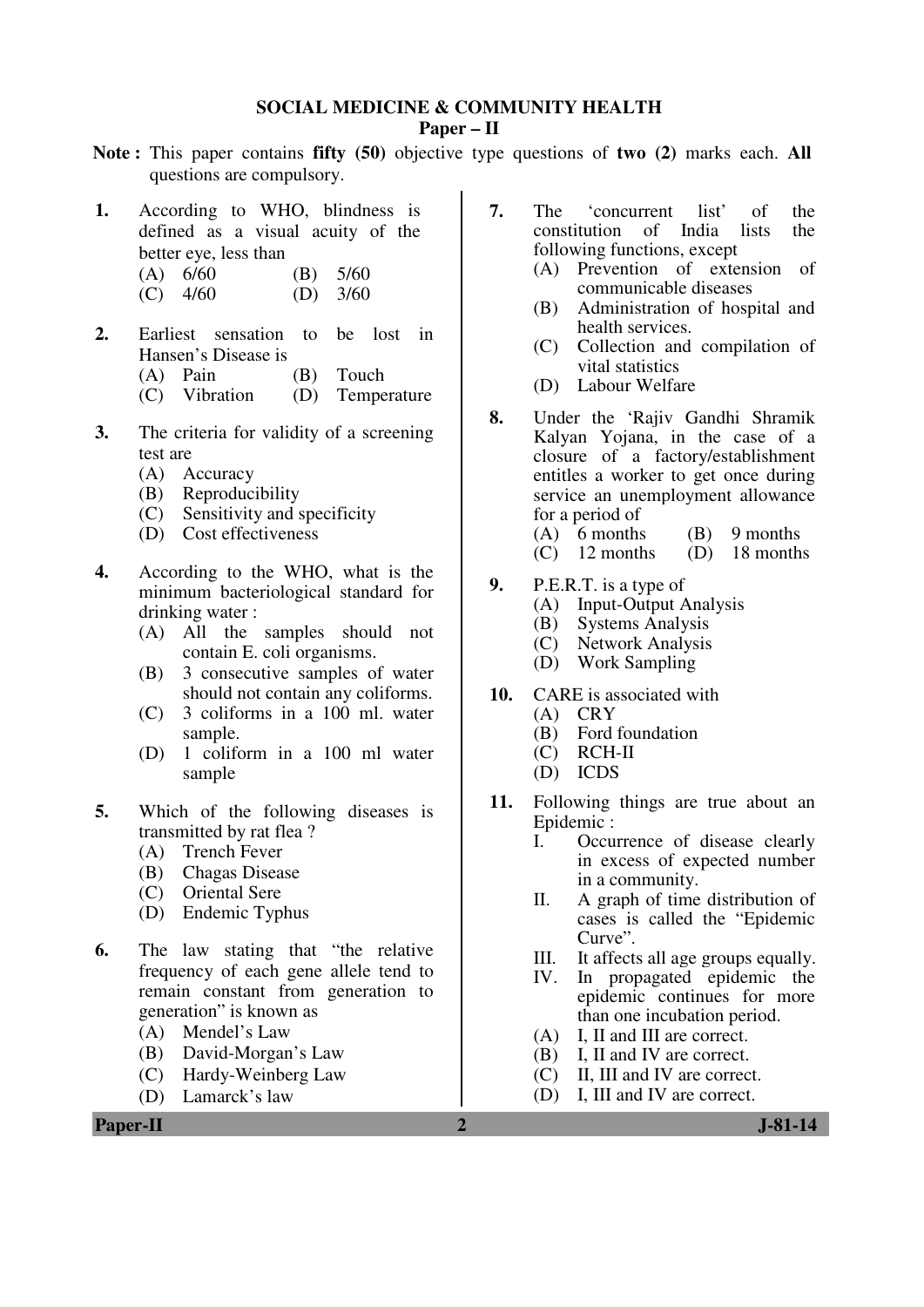# SOCIAL MEDICINE & COMMUNITY HEALTH

## Paper – II

**Note :** This paper contains **fifty (50)** objective type questions of **two (2)** marks each. **All** questions are compulsory.

**1.** According to WHO, blindness is defined as a visual acuity of the better eye, less than

(A) 6/60 (B) 5/60
(C) 4/60 (D) 3/60

**2.** Earliest sensation to be lost in Hansen's Disease is

(A) Pain (B) Touch
(C) Vibration (D) Temperature

**3.** The criteria for validity of a screening test are

(A) Accuracy
(B) Reproducibility
(C) Sensitivity and specificity
(D) Cost effectiveness

**4.** According to the WHO, what is the minimum bacteriological standard for drinking water :

(A) All the samples should not contain E. coli organisms.
(B) 3 consecutive samples of water should not contain any coliforms.
(C) 3 coliforms in a 100 ml. water sample.
(D) 1 coliform in a 100 ml water sample

**5.** Which of the following diseases is transmitted by rat flea ?

(A) Trench Fever
(B) Chagas Disease
(C) Oriental Sere
(D) Endemic Typhus

**6.** The law stating that "the relative frequency of each gene allele tend to remain constant from generation to generation" is known as

(A) Mendel's Law
(B) David-Morgan's Law
(C) Hardy-Weinberg Law
(D) Lamarck's law

**7.** The 'concurrent list' of the constitution of India lists the following functions, except

(A) Prevention of extension of communicable diseases
(B) Administration of hospital and health services.
(C) Collection and compilation of vital statistics
(D) Labour Welfare

**8.** Under the 'Rajiv Gandhi Shramik Kalyan Yojana, in the case of a closure of a factory/establishment entitles a worker to get once during service an unemployment allowance for a period of

(A) 6 months (B) 9 months
(C) 12 months (D) 18 months

**9.** P.E.R.T. is a type of

(A) Input-Output Analysis
(B) Systems Analysis
(C) Network Analysis
(D) Work Sampling

**10.** CARE is associated with

(A) CRY
(B) Ford foundation
(C) RCH-II
(D) ICDS

**11.** Following things are true about an Epidemic :

I. Occurrence of disease clearly in excess of expected number in a community.
II. A graph of time distribution of cases is called the "Epidemic Curve".
III. It affects all age groups equally.
IV. In propagated epidemic the epidemic continues for more than one incubation period.

(A) I, II and III are correct.
(B) I, II and IV are correct.
(C) II, III and IV are correct.
(D) I, III and IV are correct.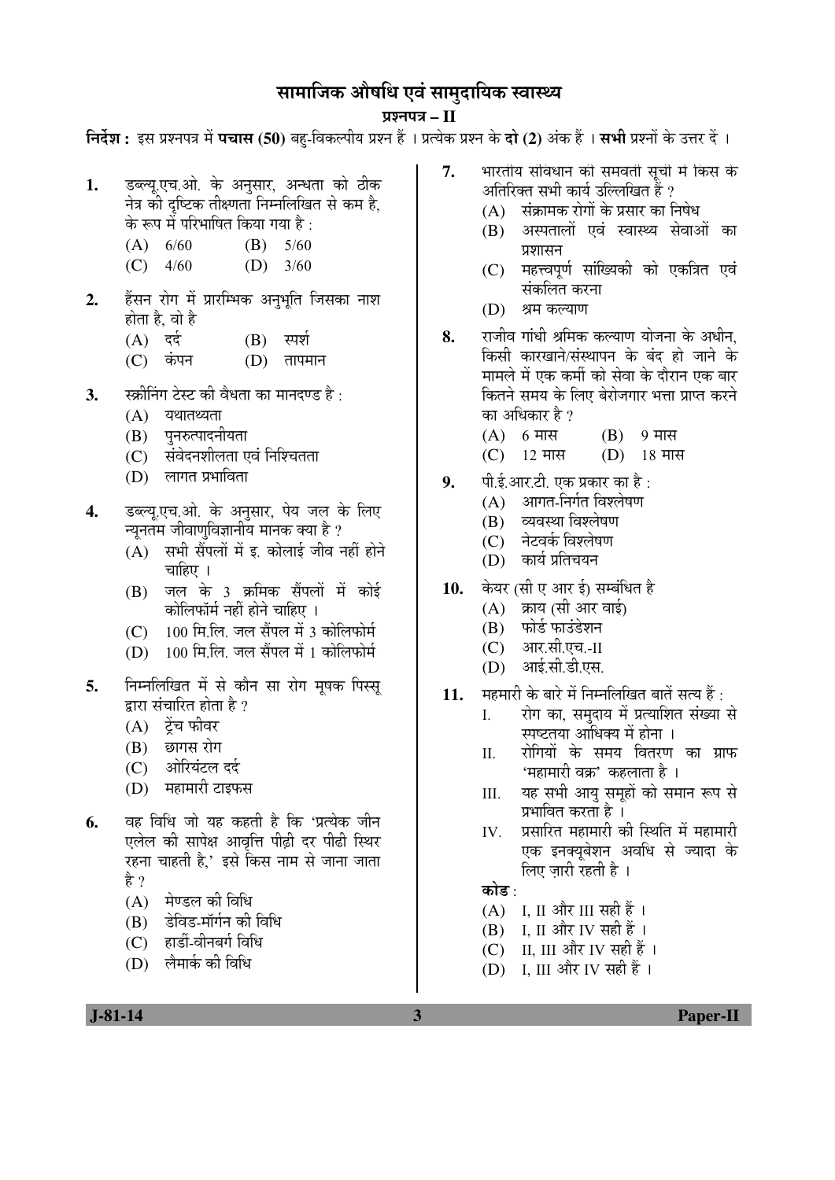# सामाजिक औषधि एवं सामुदायिक स्वास्थ्य

## प्रश्नपत्र – II

**निर्देश :** इस प्रश्नपत्र में **पचास (50)** बहु-विकल्पीय प्रश्न हैं । प्रत्येक प्रश्न के **दो (2)** अंक हैं । **सभी** प्रश्नों के उत्तर दें ।

**1.** डब्ल्यू.एच.ओ. के अनुसार, अन्धता को ठीक नेत्र की दृष्टिक तीक्ष्णता निम्नलिखित से कम है, के रूप में परिभाषित किया गया है :

(A) 6/60 (B) 5/60
(C) 4/60 (D) 3/60

**2.** हैंसन रोग में प्रारम्भिक अनुभूति जिसका नाश होता है, वो है

(A) दर्द (B) स्पर्श
(C) कंपन (D) तापमान

**3.** स्क्रीनिंग टेस्ट की वैधता का मानदण्ड है :

(A) यथातथ्यता
(B) पुनरुत्पादनीयता
(C) संवेदनशीलता एवं निश्चितता
(D) लागत प्रभाविता

**4.** डब्ल्यू.एच.ओ. के अनुसार, पेय जल के लिए न्यूनतम जीवाणुविज्ञानीय मानक क्या है ?

(A) सभी सैंपलों में इ. कोलाई जीव नहीं होने चाहिए ।
(B) जल के 3 क्रमिक सैंपलों में कोई कोलिफॉर्म नहीं होने चाहिए ।
(C) 100 मि.लि. जल सैंपल में 3 कोलिफोर्म
(D) 100 मि.लि. जल सैंपल में 1 कोलिफोर्म

**5.** निम्नलिखित में से कौन सा रोग मूषक पिस्सू द्वारा संचारित होता है ?

(A) ट्रेंच फीवर
(B) छागस रोग
(C) ओरियंटल दर्द
(D) महामारी टाइफस

**6.** वह विधि जो यह कहती है कि 'प्रत्येक जीन एलेल की सापेक्ष आवृत्ति पीढ़ी दर पीढ़ी स्थिर रहना चाहती है,' इसे किस नाम से जाना जाता है ?

(A) मेण्डल की विधि
(B) डेविड-मॉर्गन की विधि
(C) हार्डी-वीनबर्ग विधि
(D) लैमार्क की विधि

**7.** भारतीय संविधान की समवर्ती सूची में किस के अतिरिक्त सभी कार्य उल्लिखित हैं ?

(A) संक्रामक रोगों के प्रसार का निषेध
(B) अस्पतालों एवं स्वास्थ्य सेवाओं का प्रशासन
(C) महत्त्वपूर्ण सांख्यिकी को एकत्रित एवं संकलित करना
(D) श्रम कल्याण

**8.** राजीव गांधी श्रमिक कल्याण योजना के अधीन, किसी कारखाने/संस्थापन के बंद हो जाने के मामले में एक कर्मी को सेवा के दौरान एक बार कितने समय के लिए बेरोजगार भत्ता प्राप्त करने का अधिकार है ?

(A) 6 मास (B) 9 मास
(C) 12 मास (D) 18 मास

**9.** पी.ई.आर.टी. एक प्रकार का है :

(A) आगत-निर्गत विश्लेषण
(B) व्यवस्था विश्लेषण
(C) नेटवर्क विश्लेषण
(D) कार्य प्रतिचयन

**10.** केयर (सी ए आर ई) सम्बंधित है

(A) क्राय (सी आर वाई)
(B) फोर्ड फाउंडेशन
(C) आर.सी.एच.-II
(D) आई.सी.डी.एस.

**11.** महामारी के बारे में निम्नलिखित बातें सत्य हैं :

I. रोग का, समुदाय में प्रत्याशित संख्या से स्पष्टतया आधिक्य में होना ।
II. रोगियों के समय वितरण का ग्राफ 'महामारी वक्र' कहलाता है ।
III. यह सभी आयु समूहों को समान रूप से प्रभावित करता है ।
IV. प्रसारित महामारी की स्थिति में महामारी एक इनक्यूबेशन अवधि से ज्यादा के लिए ज़ारी रहती है ।

**कोड** :

(A) I, II और III सही हैं ।
(B) I, II और IV सही हैं ।
(C) II, III और IV सही हैं ।
(D) I, III और IV सही हैं ।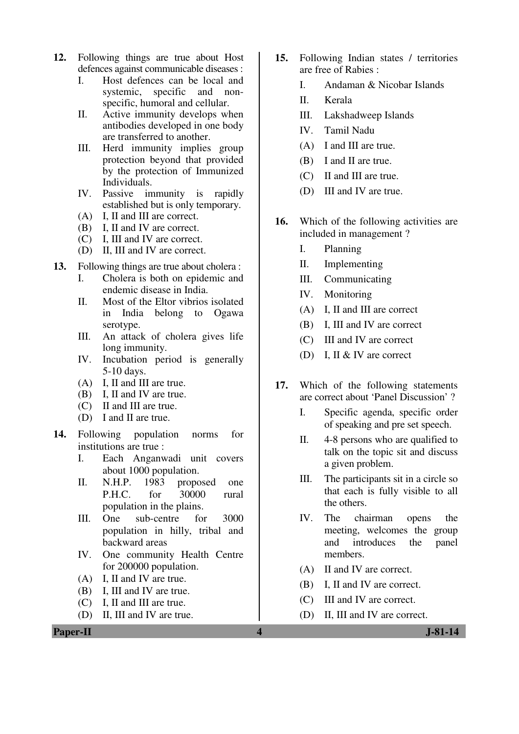12. Following things are true about Host defences against communicable diseases :

    I. Host defences can be local and systemic, specific and non-specific, humoral and cellular.

    II. Active immunity develops when antibodies developed in one body are transferred to another.

    III. Herd immunity implies group protection beyond that provided by the protection of Immunized Individuals.

    IV. Passive immunity is rapidly established but is only temporary.

    (A) I, II and III are correct.
    (B) I, II and IV are correct.
    (C) I, III and IV are correct.
    (D) II, III and IV are correct.

13. Following things are true about cholera :

    I. Cholera is both on epidemic and endemic disease in India.

    II. Most of the Eltor vibrios isolated in India belong to Ogawa serotype.

    III. An attack of cholera gives life long immunity.

    IV. Incubation period is generally 5-10 days.

    (A) I, II and III are true.
    (B) I, II and IV are true.
    (C) II and III are true.
    (D) I and II are true.

14. Following population norms for institutions are true :

    I. Each Anganwadi unit covers about 1000 population.

    II. N.H.P. 1983 proposed one P.H.C. for 30000 rural population in the plains.

    III. One sub-centre for 3000 population in hilly, tribal and backward areas

    IV. One community Health Centre for 200000 population.

    (A) I, II and IV are true.
    (B) I, III and IV are true.
    (C) I, II and III are true.
    (D) II, III and IV are true.

15. Following Indian states / territories are free of Rabies :

    I. Andaman & Nicobar Islands

    II. Kerala

    III. Lakshadweep Islands

    IV. Tamil Nadu

    (A) I and III are true.
    (B) I and II are true.
    (C) II and III are true.
    (D) III and IV are true.

16. Which of the following activities are included in management ?

    I. Planning

    II. Implementing

    III. Communicating

    IV. Monitoring

    (A) I, II and III are correct
    (B) I, III and IV are correct
    (C) III and IV are correct
    (D) I, II & IV are correct

17. Which of the following statements are correct about 'Panel Discussion' ?

    I. Specific agenda, specific order of speaking and pre set speech.

    II. 4-8 persons who are qualified to talk on the topic sit and discuss a given problem.

    III. The participants sit in a circle so that each is fully visible to all the others.

    IV. The chairman opens the meeting, welcomes the group and introduces the panel members.

    (A) II and IV are correct.
    (B) I, II and IV are correct.
    (C) III and IV are correct.
    (D) II, III and IV are correct.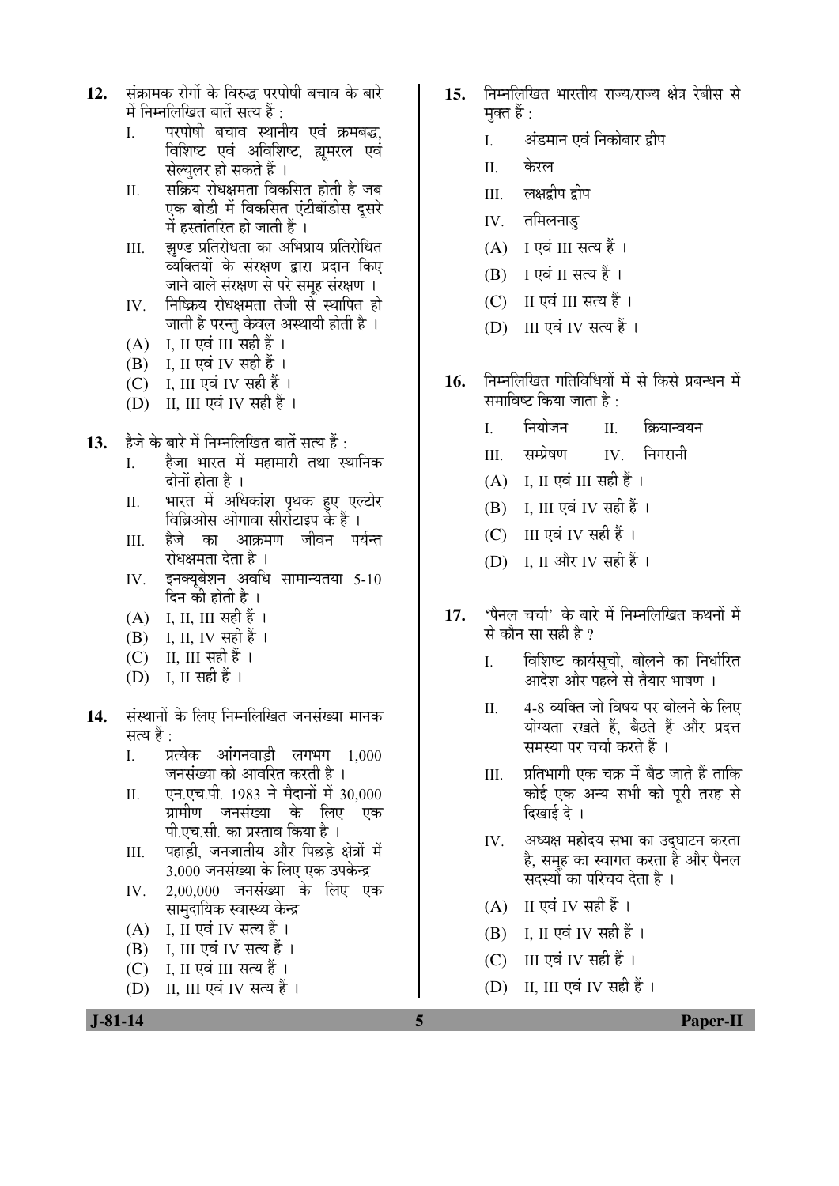12. संक्रामक रोगों के विरुद्ध परपोषी बचाव के बारे में निम्नलिखित बातें सत्य हैं :

    I. परपोषी बचाव स्थानीय एवं क्रमबद्ध, विशिष्ट एवं अविशिष्ट, ह्यूमरल एवं सेल्युलर हो सकते हैं ।

    II. सक्रिय रोधक्षमता विकसित होती है जब एक बोडी में विकसित एंटीबॉडीस दूसरे में हस्तांतरित हो जाती हैं ।

    III. झुण्ड प्रतिरोधता का अभिप्राय प्रतिरोधित व्यक्तियों के संरक्षण द्वारा प्रदान किए जाने वाले संरक्षण से परे समूह संरक्षण ।

    IV. निष्क्रिय रोधक्षमता तेजी से स्थापित हो जाती है परन्तु केवल अस्थायी होती है ।

    (A) I, II एवं III सही हैं ।
    (B) I, II एवं IV सही हैं ।
    (C) I, III एवं IV सही हैं ।
    (D) II, III एवं IV सही हैं ।

13. हैजे के बारे में निम्नलिखित बातें सत्य हैं :

    I. हैजा भारत में महामारी तथा स्थानिक दोनों होता है ।

    II. भारत में अधिकांश पृथक हुए एल्टोर विब्रिओस ओगावा सीरोटाइप के हैं ।

    III. हैजे का आक्रमण जीवन पर्यन्त रोधक्षमता देता है ।

    IV. इनक्यूबेशन अवधि सामान्यतया 5-10 दिन की होती है ।

    (A) I, II, III सही हैं ।
    (B) I, II, IV सही हैं ।
    (C) II, III सही हैं ।
    (D) I, II सही हैं ।

14. संस्थानों के लिए निम्नलिखित जनसंख्या मानक सत्य हैं :

    I. प्रत्येक आंगनवाड़ी लगभग 1,000 जनसंख्या को आवरित करती है ।

    II. एन.एच.पी. 1983 ने मैदानों में 30,000 ग्रामीण जनसंख्या के लिए एक पी.एच.सी. का प्रस्ताव किया है ।

    III. पहाड़ी, जनजातीय और पिछड़े क्षेत्रों में 3,000 जनसंख्या के लिए एक उपकेन्द्र

    IV. 2,00,000 जनसंख्या के लिए एक सामुदायिक स्वास्थ्य केन्द्र

    (A) I, II एवं IV सत्य हैं ।
    (B) I, III एवं IV सत्य हैं ।
    (C) I, II एवं III सत्य हैं ।
    (D) II, III एवं IV सत्य हैं ।

15. निम्नलिखित भारतीय राज्य/राज्य क्षेत्र रेबीस से मुक्त हैं :

    I. अंडमान एवं निकोबार द्वीप

    II. केरल

    III. लक्षद्वीप द्वीप

    IV. तमिलनाडु

    (A) I एवं III सत्य हैं ।
    (B) I एवं II सत्य हैं ।
    (C) II एवं III सत्य हैं ।
    (D) III एवं IV सत्य हैं ।

16. निम्नलिखित गतिविधियों में से किसे प्रबन्धन में समाविष्ट किया जाता है :

    I. नियोजन
    II. क्रियान्वयन
    III. सम्प्रेषण
    IV. निगरानी

    (A) I, II एवं III सही हैं ।
    (B) I, III एवं IV सही हैं ।
    (C) III एवं IV सही हैं ।
    (D) I, II और IV सही हैं ।

17. 'पैनल चर्चा' के बारे में निम्नलिखित कथनों में से कौन सा सही है ?

    I. विशिष्ट कार्यसूची, बोलने का निर्धारित आदेश और पहले से तैयार भाषण ।

    II. 4-8 व्यक्ति जो विषय पर बोलने के लिए योग्यता रखते हैं, बैठते हैं और प्रदत्त समस्या पर चर्चा करते हैं ।

    III. प्रतिभागी एक चक्र में बैठ जाते हैं ताकि कोई एक अन्य सभी को पूरी तरह से दिखाई दे ।

    IV. अध्यक्ष महोदय सभा का उद्घाटन करता है, समूह का स्वागत करता है और पैनल सदस्यों का परिचय देता है ।

    (A) II एवं IV सही हैं ।
    (B) I, II एवं IV सही हैं ।
    (C) III एवं IV सही हैं ।
    (D) II, III एवं IV सही हैं ।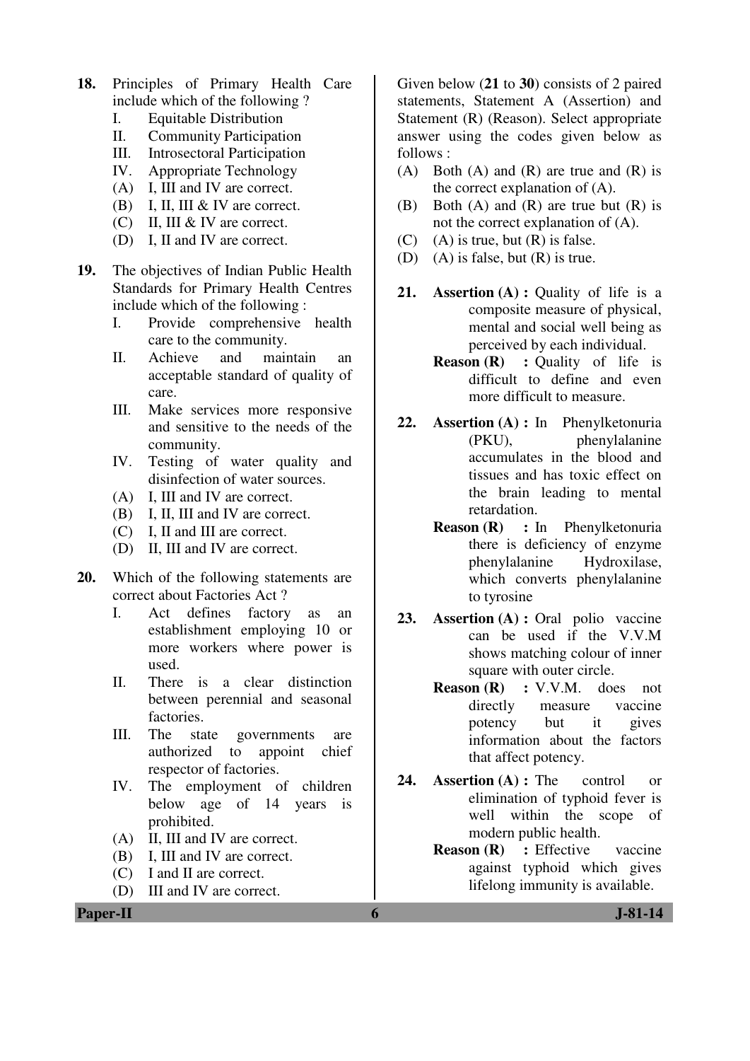18. Principles of Primary Health Care include which of the following ?
    I. Equitable Distribution
    II. Community Participation
    III. Introsectoral Participation
    IV. Appropriate Technology
    (A) I, III and IV are correct.
    (B) I, II, III & IV are correct.
    (C) II, III & IV are correct.
    (D) I, II and IV are correct.

19. The objectives of Indian Public Health Standards for Primary Health Centres include which of the following :
    I. Provide comprehensive health care to the community.
    II. Achieve and maintain an acceptable standard of quality of care.
    III. Make services more responsive and sensitive to the needs of the community.
    IV. Testing of water quality and disinfection of water sources.
    (A) I, III and IV are correct.
    (B) I, II, III and IV are correct.
    (C) I, II and III are correct.
    (D) II, III and IV are correct.

20. Which of the following statements are correct about Factories Act ?
    I. Act defines factory as an establishment employing 10 or more workers where power is used.
    II. There is a clear distinction between perennial and seasonal factories.
    III. The state governments are authorized to appoint chief respector of factories.
    IV. The employment of children below age of 14 years is prohibited.
    (A) II, III and IV are correct.
    (B) I, III and IV are correct.
    (C) I and II are correct.
    (D) III and IV are correct.

Given below (**21** to **30**) consists of 2 paired statements, Statement A (Assertion) and Statement (R) (Reason). Select appropriate answer using the codes given below as follows :

(A) Both (A) and (R) are true and (R) is the correct explanation of (A).
(B) Both (A) and (R) are true but (R) is not the correct explanation of (A).
(C) (A) is true, but (R) is false.
(D) (A) is false, but (R) is true.

21. **Assertion (A) :** Quality of life is a composite measure of physical, mental and social well being as perceived by each individual.
    **Reason (R) :** Quality of life is difficult to define and even more difficult to measure.

22. **Assertion (A) :** In Phenylketonuria (PKU), phenylalanine accumulates in the blood and tissues and has toxic effect on the brain leading to mental retardation.
    **Reason (R) :** In Phenylketonuria there is deficiency of enzyme phenylalanine Hydroxilase, which converts phenylalanine to tyrosine

23. **Assertion (A) :** Oral polio vaccine can be used if the V.V.M shows matching colour of inner square with outer circle.
    **Reason (R) :** V.V.M. does not directly measure vaccine potency but it gives information about the factors that affect potency.

24. **Assertion (A) :** The control or elimination of typhoid fever is well within the scope of modern public health.
    **Reason (R) :** Effective vaccine against typhoid which gives lifelong immunity is available.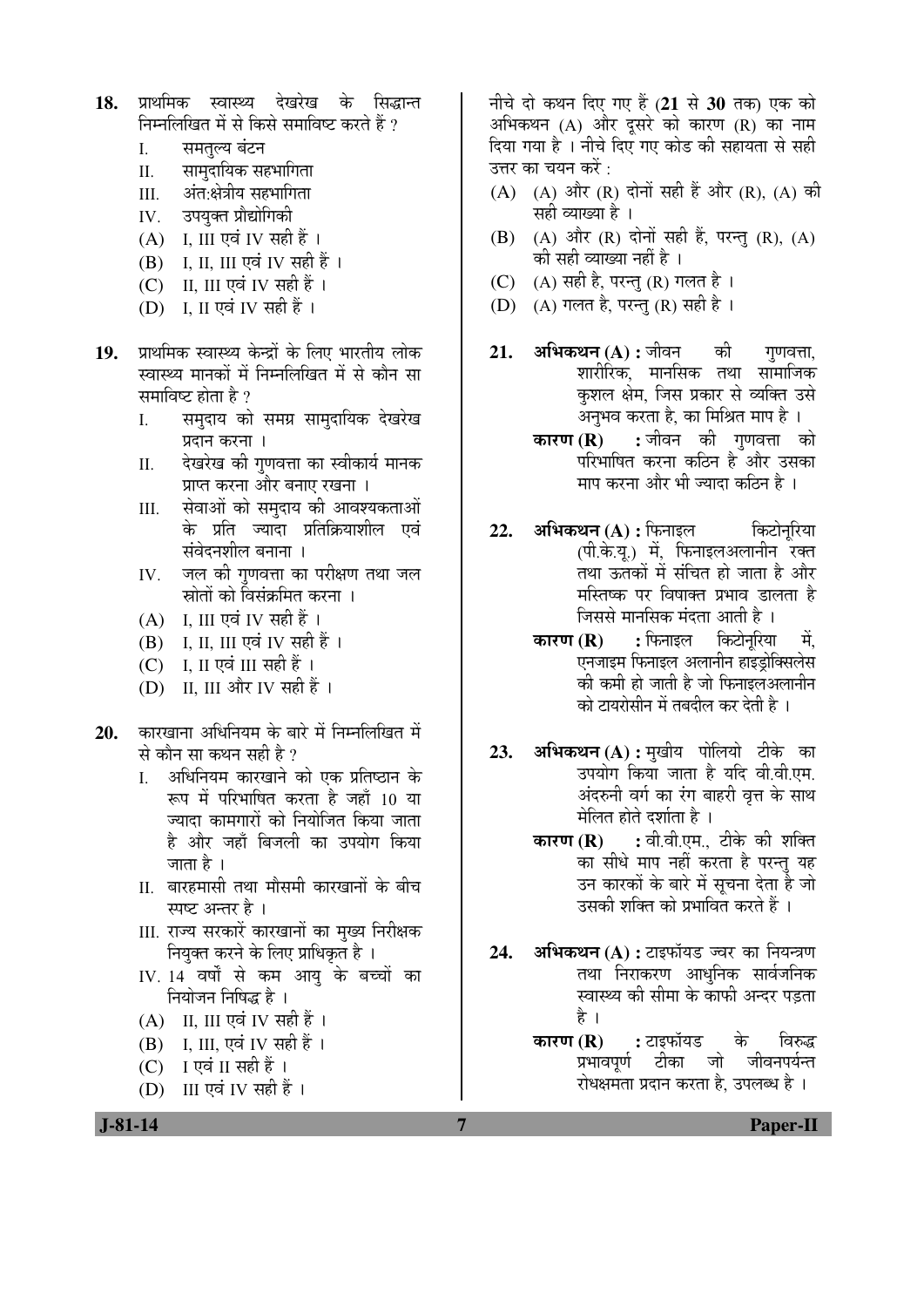18. प्राथमिक स्वास्थ्य देखरेख के सिद्धान्त निम्नलिखित में से किसे समाविष्ट करते हैं ?

    I. समतुल्य बंटन
    II. सामुदायिक सहभागिता
    III. अंत:क्षेत्रीय सहभागिता
    IV. उपयुक्त प्रौद्योगिकी

    (A) I, III एवं IV सही हैं ।
    (B) I, II, III एवं IV सही हैं ।
    (C) II, III एवं IV सही हैं ।
    (D) I, II एवं IV सही हैं ।

19. प्राथमिक स्वास्थ्य केन्द्रों के लिए भारतीय लोक स्वास्थ्य मानकों में निम्नलिखित में से कौन सा समाविष्ट होता है ?

    I. समुदाय को समग्र सामुदायिक देखरेख प्रदान करना ।
    II. देखरेख की गुणवत्ता का स्वीकार्य मानक प्राप्त करना और बनाए रखना ।
    III. सेवाओं को समुदाय की आवश्यकताओं के प्रति ज्यादा प्रतिक्रियाशील एवं संवेदनशील बनाना ।
    IV. जल की गुणवत्ता का परीक्षण तथा जल स्रोतों को विसंक्रमित करना ।

    (A) I, III एवं IV सही हैं ।
    (B) I, II, III एवं IV सही हैं ।
    (C) I, II एवं III सही हैं ।
    (D) II, III और IV सही हैं ।

20. कारखाना अधिनियम के बारे में निम्नलिखित में से कौन सा कथन सही है ?

    I. अधिनियम कारखाने को एक प्रतिष्ठान के रूप में परिभाषित करता है जहाँ 10 या ज्यादा कामगारों को नियोजित किया जाता है और जहाँ बिजली का उपयोग किया जाता है ।
    II. बारहमासी तथा मौसमी कारखानों के बीच स्पष्ट अन्तर है ।
    III. राज्य सरकारें कारखानों का मुख्य निरीक्षक नियुक्त करने के लिए प्राधिकृत है ।
    IV. 14 वर्षों से कम आयु के बच्चों का नियोजन निषिद्ध है ।

    (A) II, III एवं IV सही हैं ।
    (B) I, III, एवं IV सही हैं ।
    (C) I एवं II सही हैं ।
    (D) III एवं IV सही हैं ।

नीचे दो कथन दिए गए हैं (**21** से **30** तक) एक को अभिकथन (A) और दूसरे को कारण (R) का नाम दिया गया है । नीचे दिए गए कोड की सहायता से सही उत्तर का चयन करें :

(A) (A) और (R) दोनों सही हैं और (R), (A) की सही व्याख्या है ।
(B) (A) और (R) दोनों सही हैं, परन्तु (R), (A) की सही व्याख्या नहीं है ।
(C) (A) सही है, परन्तु (R) गलत है ।
(D) (A) गलत है, परन्तु (R) सही है ।

21. **अभिकथन (A) :** जीवन की गुणवत्ता, शारीरिक, मानसिक तथा सामाजिक कुशल क्षेम, जिस प्रकार से व्यक्ति उसे अनुभव करता है, का मिश्रित माप है ।

    **कारण (R) :** जीवन की गुणवत्ता को परिभाषित करना कठिन है और उसका माप करना और भी ज्यादा कठिन है ।

22. **अभिकथन (A) :** फिनाइल किटोनूरिया (पी.के.यू.) में, फिनाइलअलानीन रक्त तथा ऊतकों में संचित हो जाता है और मस्तिष्क पर विषाक्त प्रभाव डालता है जिससे मानसिक मंदता आती है ।

    **कारण (R) :** फिनाइल किटोनूरिया में, एनजाइम फिनाइल अलानीन हाइड्रोक्सिलेस की कमी हो जाती है जो फिनाइलअलानीन को टायरोसीन में तबदील कर देती है ।

23. **अभिकथन (A) :** मुखीय पोलियो टीके का उपयोग किया जाता है यदि वी.वी.एम. अंदरुनी वर्ग का रंग बाहरी वृत्त के साथ मेलित होते दर्शाता है ।

    **कारण (R) :** वी.वी.एम., टीके की शक्ति का सीधे माप नहीं करता है परन्तु यह उन कारकों के बारे में सूचना देता है जो उसकी शक्ति को प्रभावित करते हैं ।

24. **अभिकथन (A) :** टाइफॉयड ज्वर का नियन्त्रण तथा निराकरण आधुनिक सार्वजनिक स्वास्थ्य की सीमा के काफी अन्दर पड़ता है ।

    **कारण (R) :** टाइफॉयड के विरुद्ध प्रभावपूर्ण टीका जो जीवनपर्यन्त रोधक्षमता प्रदान करता है, उपलब्ध है ।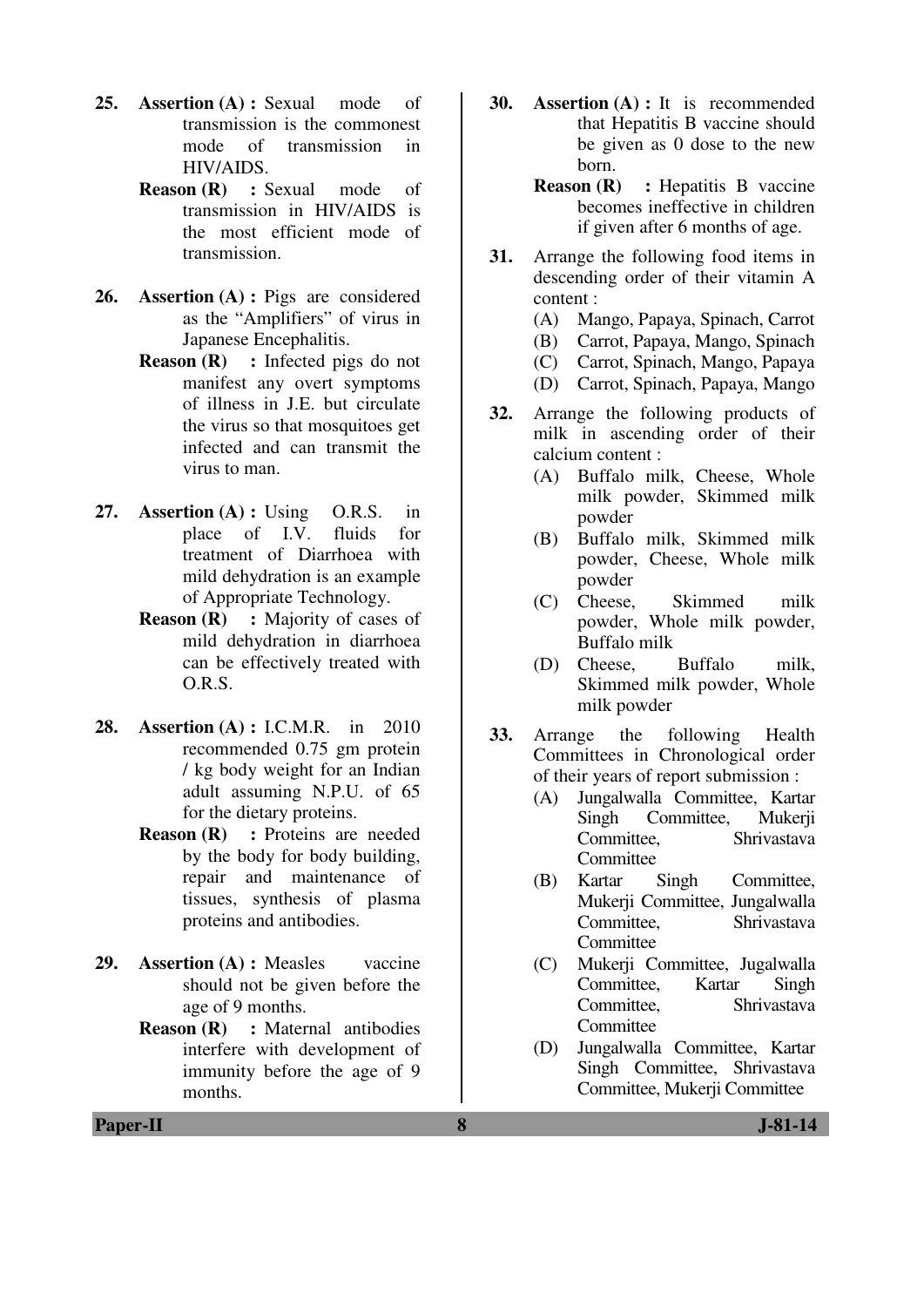25. **Assertion (A) :** Sexual mode of transmission is the commonest mode of transmission in HIV/AIDS.

    **Reason (R) :** Sexual mode of transmission in HIV/AIDS is the most efficient mode of transmission.

26. **Assertion (A) :** Pigs are considered as the "Amplifiers" of virus in Japanese Encephalitis.

    **Reason (R) :** Infected pigs do not manifest any overt symptoms of illness in J.E. but circulate the virus so that mosquitoes get infected and can transmit the virus to man.

27. **Assertion (A) :** Using O.R.S. in place of I.V. fluids for treatment of Diarrhoea with mild dehydration is an example of Appropriate Technology.

    **Reason (R) :** Majority of cases of mild dehydration in diarrhoea can be effectively treated with O.R.S.

28. **Assertion (A) :** I.C.M.R. in 2010 recommended 0.75 gm protein / kg body weight for an Indian adult assuming N.P.U. of 65 for the dietary proteins.

    **Reason (R) :** Proteins are needed by the body for body building, repair and maintenance of tissues, synthesis of plasma proteins and antibodies.

29. **Assertion (A) :** Measles vaccine should not be given before the age of 9 months.

    **Reason (R) :** Maternal antibodies interfere with development of immunity before the age of 9 months.

30. **Assertion (A) :** It is recommended that Hepatitis B vaccine should be given as 0 dose to the new born.

    **Reason (R) :** Hepatitis B vaccine becomes ineffective in children if given after 6 months of age.

31. Arrange the following food items in descending order of their vitamin A content :
    - (A) Mango, Papaya, Spinach, Carrot
    - (B) Carrot, Papaya, Mango, Spinach
    - (C) Carrot, Spinach, Mango, Papaya
    - (D) Carrot, Spinach, Papaya, Mango

32. Arrange the following products of milk in ascending order of their calcium content :
    - (A) Buffalo milk, Cheese, Whole milk powder, Skimmed milk powder
    - (B) Buffalo milk, Skimmed milk powder, Cheese, Whole milk powder
    - (C) Cheese, Skimmed milk powder, Whole milk powder, Buffalo milk
    - (D) Cheese, Buffalo milk, Skimmed milk powder, Whole milk powder

33. Arrange the following Health Committees in Chronological order of their years of report submission :
    - (A) Jungalwalla Committee, Kartar Singh Committee, Mukerji Committee, Shrivastava Committee
    - (B) Kartar Singh Committee, Mukerji Committee, Jungalwalla Committee, Shrivastava Committee
    - (C) Mukerji Committee, Jugalwalla Committee, Kartar Singh Committee, Shrivastava Committee
    - (D) Jungalwalla Committee, Kartar Singh Committee, Shrivastava Committee, Mukerji Committee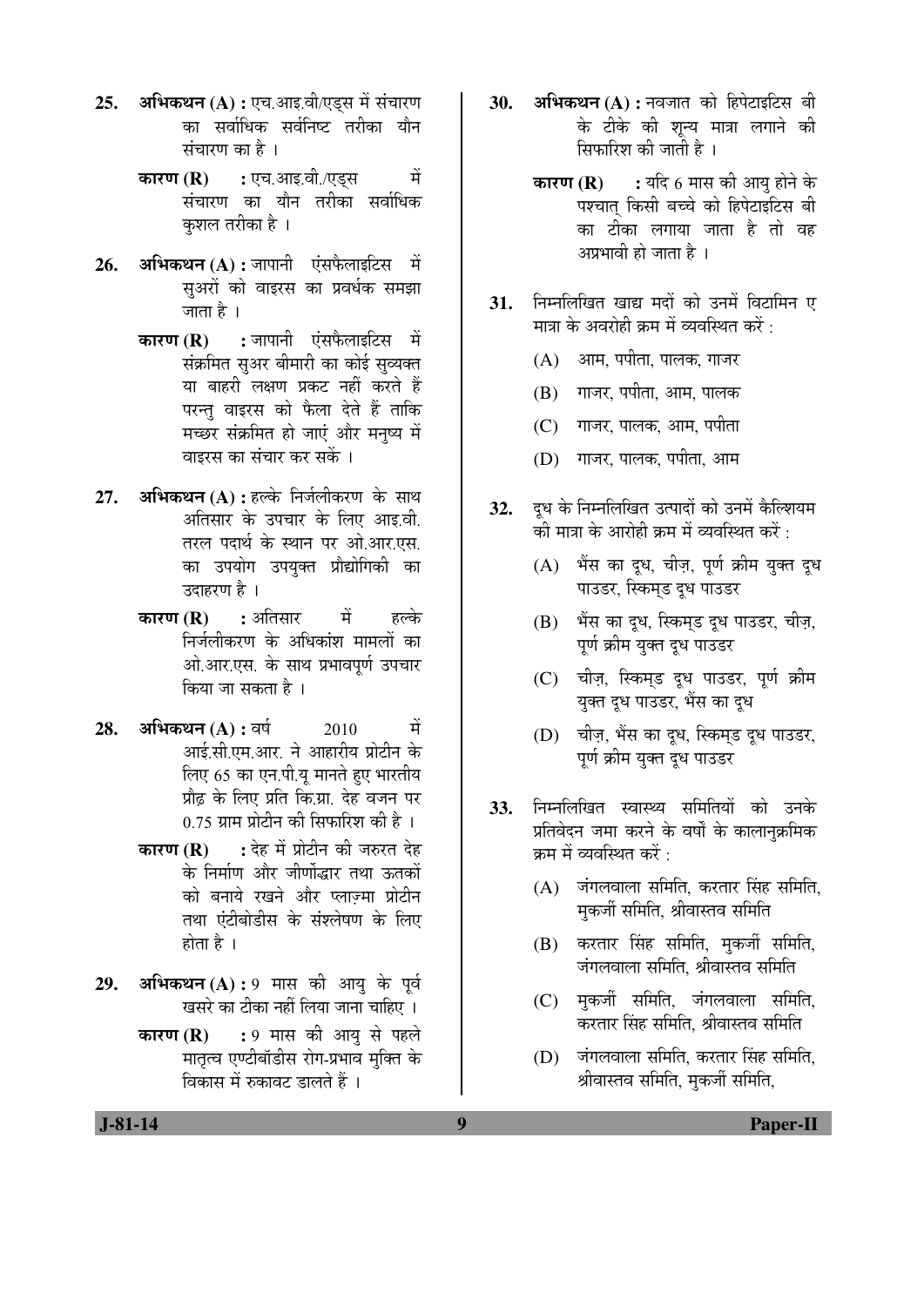**25.** **अभिकथन (A) :** एच.आइ.वी/एड्स में संचारण का सर्वाधिक सर्वनिष्ट तरीका यौन संचारण का है ।

**कारण (R)** : एच.आइ.वी./एड्स में संचारण का यौन तरीका सर्वाधिक कुशल तरीका है ।

**26.** **अभिकथन (A) :** जापानी एंसफैलाइटिस में सुअरों को वाइरस का प्रवर्धक समझा जाता है ।

**कारण (R)** : जापानी एंसफैलाइटिस में संक्रमित सुअर बीमारी का कोई सुव्यक्त या बाहरी लक्षण प्रकट नहीं करते हैं परन्तु वाइरस को फैला देते हैं ताकि मच्छर संक्रमित हो जाएं और मनुष्य में वाइरस का संचार कर सकें ।

**27.** **अभिकथन (A) :** हल्के निर्जलीकरण के साथ अतिसार के उपचार के लिए आइ.वी. तरल पदार्थ के स्थान पर ओ.आर.एस. का उपयोग उपयुक्त प्रौद्योगिकी का उदाहरण है ।

**कारण (R)** : अतिसार में हल्के निर्जलीकरण के अधिकांश मामलों का ओ.आर.एस. के साथ प्रभावपूर्ण उपचार किया जा सकता है ।

**28.** **अभिकथन (A) :** वर्ष 2010 में आई.सी.एम.आर. ने आहारीय प्रोटीन के लिए 65 का एन.पी.यू मानते हुए भारतीय प्रौढ़ के लिए प्रति कि.ग्रा. देह वजन पर 0.75 ग्राम प्रोटीन की सिफारिश की है ।

**कारण (R)** : देह में प्रोटीन की जरुरत देह के निर्माण और जीर्णोद्धार तथा ऊतकों को बनाये रखने और प्लाज़्मा प्रोटीन तथा एंटीबोडीस के संश्लेषण के लिए होता है ।

**29.** **अभिकथन (A) :** 9 मास की आयु के पूर्व खसरे का टीका नहीं लिया जाना चाहिए ।

**कारण (R)** : 9 मास की आयु से पहले मातृत्व एण्टीबॉडीस रोग-प्रभाव मुक्ति के विकास में रुकावट डालते हैं ।

**30.** **अभिकथन (A) :** नवजात को हिपेटाइटिस बी के टीके की शून्य मात्रा लगाने की सिफारिश की जाती है ।

**कारण (R)** : यदि 6 मास की आयु होने के पश्चात् किसी बच्चे को हिपेटाइटिस बी का टीका लगाया जाता है तो वह अप्रभावी हो जाता है ।

**31.** निम्नलिखित खाद्य मदों को उनमें विटामिन ए मात्रा के अवरोही क्रम में व्यवस्थित करें :

(A) आम, पपीता, पालक, गाजर

(B) गाजर, पपीता, आम, पालक

(C) गाजर, पालक, आम, पपीता

(D) गाजर, पालक, पपीता, आम

**32.** दूध के निम्नलिखित उत्पादों को उनमें कैल्शियम की मात्रा के आरोही क्रम में व्यवस्थित करें :

(A) भैंस का दूध, चीज़, पूर्ण क्रीम युक्त दूध पाउडर, स्किम्ड दूध पाउडर

(B) भैंस का दूध, स्किम्ड दूध पाउडर, चीज़, पूर्ण क्रीम युक्त दूध पाउडर

(C) चीज़, स्किम्ड दूध पाउडर, पूर्ण क्रीम युक्त दूध पाउडर, भैंस का दूध

(D) चीज़, भैंस का दूध, स्किम्ड दूध पाउडर, पूर्ण क्रीम युक्त दूध पाउडर

**33.** निम्नलिखित स्वास्थ्य समितियों को उनके प्रतिवेदन जमा करने के वर्षों के कालानुक्रमिक क्रम में व्यवस्थित करें :

(A) जंगलवाला समिति, करतार सिंह समिति, मुकर्जी समिति, श्रीवास्तव समिति

(B) करतार सिंह समिति, मुकर्जी समिति, जंगलवाला समिति, श्रीवास्तव समिति

(C) मुकर्जी समिति, जंगलवाला समिति, करतार सिंह समिति, श्रीवास्तव समिति

(D) जंगलवाला समिति, करतार सिंह समिति, श्रीवास्तव समिति, मुकर्जी समिति,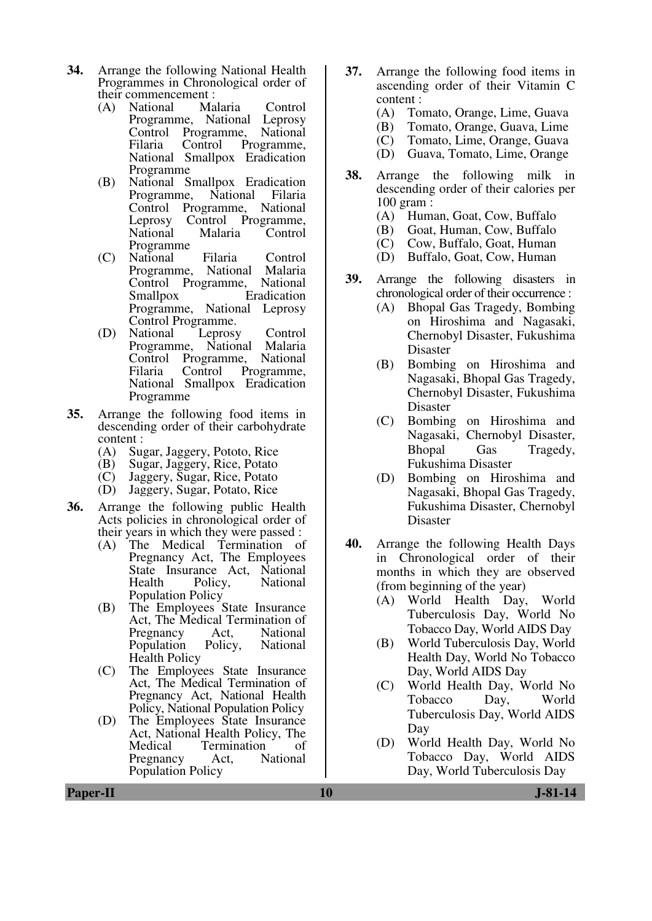**34.** Arrange the following National Health Programmes in Chronological order of their commencement :

(A) National Malaria Control Programme, National Leprosy Control Programme, National Filaria Control Programme, National Smallpox Eradication Programme

(B) National Smallpox Eradication Programme, National Filaria Control Programme, National Leprosy Control Programme, National Malaria Control Programme

(C) National Filaria Control Programme, National Malaria Control Programme, National Smallpox Eradication Programme, National Leprosy Control Programme.

(D) National Leprosy Control Programme, National Malaria Control Programme, National Filaria Control Programme, National Smallpox Eradication Programme

**35.** Arrange the following food items in descending order of their carbohydrate content :

(A) Sugar, Jaggery, Pototo, Rice

(B) Sugar, Jaggery, Rice, Potato

(C) Jaggery, Sugar, Rice, Potato

(D) Jaggery, Sugar, Potato, Rice

**36.** Arrange the following public Health Acts policies in chronological order of their years in which they were passed :

(A) The Medical Termination of Pregnancy Act, The Employees State Insurance Act, National Health Policy, National Population Policy

(B) The Employees State Insurance Act, The Medical Termination of Pregnancy Act, National Population Policy, National Health Policy

(C) The Employees State Insurance Act, The Medical Termination of Pregnancy Act, National Health Policy, National Population Policy

(D) The Employees State Insurance Act, National Health Policy, The Medical Termination of Pregnancy Act, National Population Policy

**37.** Arrange the following food items in ascending order of their Vitamin C content :

(A) Tomato, Orange, Lime, Guava

(B) Tomato, Orange, Guava, Lime

(C) Tomato, Lime, Orange, Guava

(D) Guava, Tomato, Lime, Orange

**38.** Arrange the following milk in descending order of their calories per 100 gram :

(A) Human, Goat, Cow, Buffalo

(B) Goat, Human, Cow, Buffalo

(C) Cow, Buffalo, Goat, Human

(D) Buffalo, Goat, Cow, Human

**39.** Arrange the following disasters in chronological order of their occurrence :

(A) Bhopal Gas Tragedy, Bombing on Hiroshima and Nagasaki, Chernobyl Disaster, Fukushima Disaster

(B) Bombing on Hiroshima and Nagasaki, Bhopal Gas Tragedy, Chernobyl Disaster, Fukushima Disaster

(C) Bombing on Hiroshima and Nagasaki, Chernobyl Disaster, Bhopal Gas Tragedy, Fukushima Disaster

(D) Bombing on Hiroshima and Nagasaki, Bhopal Gas Tragedy, Fukushima Disaster, Chernobyl Disaster

**40.** Arrange the following Health Days in Chronological order of their months in which they are observed (from beginning of the year)

(A) World Health Day, World Tuberculosis Day, World No Tobacco Day, World AIDS Day

(B) World Tuberculosis Day, World Health Day, World No Tobacco Day, World AIDS Day

(C) World Health Day, World No Tobacco Day, World Tuberculosis Day, World AIDS Day

(D) World Health Day, World No Tobacco Day, World AIDS Day, World Tuberculosis Day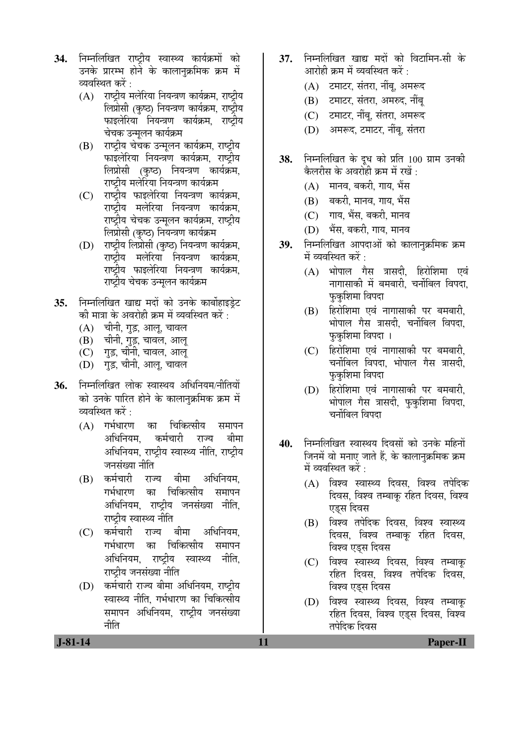**34.** निम्नलिखित राष्ट्रीय स्वास्थ्य कार्यक्रमों को उनके प्रारम्भ होने के कालानुक्रमिक क्रम में व्यवस्थित करें :

(A) राष्ट्रीय मलेरिया नियन्त्रण कार्यक्रम, राष्ट्रीय लिप्रोसी (कुष्ठ) नियन्त्रण कार्यक्रम, राष्ट्रीय फाइलेरिया नियन्त्रण कार्यक्रम, राष्ट्रीय चेचक उन्मूलन कार्यक्रम

(B) राष्ट्रीय चेचक उन्मूलन कार्यक्रम, राष्ट्रीय फाइलेरिया नियन्त्रण कार्यक्रम, राष्ट्रीय लिप्रोसी (कुष्ठ) नियन्त्रण कार्यक्रम, राष्ट्रीय मलेरिया नियन्त्रण कार्यक्रम

(C) राष्ट्रीय फाइलेरिया नियन्त्रण कार्यक्रम, राष्ट्रीय मलेरिया नियन्त्रण कार्यक्रम, राष्ट्रीय चेचक उन्मूलन कार्यक्रम, राष्ट्रीय लिप्रोसी (कुष्ठ) नियन्त्रण कार्यक्रम

(D) राष्ट्रीय लिप्रोसी (कुष्ठ) नियन्त्रण कार्यक्रम, राष्ट्रीय मलेरिया नियन्त्रण कार्यक्रम, राष्ट्रीय फाइलेरिया नियन्त्रण कार्यक्रम, राष्ट्रीय चेचक उन्मूलन कार्यक्रम

**35.** निम्नलिखित खाद्य मदों को उनके कार्बोहाइड्रेट की मात्रा के अवरोही क्रम में व्यवस्थित करें :

(A) चीनी, गुड़, आलू, चावल

(B) चीनी, गुड़, चावल, आलू

(C) गुड़, चीनी, चावल, आलू

(D) गुड़, चीनी, आलू, चावल

**36.** निम्नलिखित लोक स्वास्थ्य अधिनियम/नीतियों को उनके पारित होने के कालानुक्रमिक क्रम में व्यवस्थित करें :

(A) गर्भधारण का चिकित्सीय समापन अधिनियम, कर्मचारी राज्य बीमा अधिनियम, राष्ट्रीय स्वास्थ्य नीति, राष्ट्रीय जनसंख्या नीति

(B) कर्मचारी राज्य बीमा अधिनियम, गर्भधारण का चिकित्सीय समापन अधिनियम, राष्ट्रीय जनसंख्या नीति, राष्ट्रीय स्वास्थ्य नीति

(C) कर्मचारी राज्य बीमा अधिनियम, गर्भधारण का चिकित्सीय समापन अधिनियम, राष्ट्रीय स्वास्थ्य नीति, राष्ट्रीय जनसंख्या नीति

(D) कर्मचारी राज्य बीमा अधिनियम, राष्ट्रीय स्वास्थ्य नीति, गर्भधारण का चिकित्सीय समापन अधिनियम, राष्ट्रीय जनसंख्या नीति

**37.** निम्नलिखित खाद्य मदों को विटामिन-सी के आरोही क्रम में व्यवस्थित करें :

(A) टमाटर, संतरा, नींबू, अमरूद

(B) टमाटर, संतरा, अमरुद, नींबू

(C) टमाटर, नींबू, संतरा, अमरूद

(D) अमरूद, टमाटर, नींबू, संतरा

**38.** निम्नलिखित के दूध को प्रति 100 ग्राम उनकी कैलरीस के अवरोही क्रम में रखें :

(A) मानव, बकरी, गाय, भैंस

(B) बकरी, मानव, गाय, भैंस

(C) गाय, भैंस, बकरी, मानव

(D) भैंस, बकरी, गाय, मानव

**39.** निम्नलिखित आपदाओं को कालानुक्रमिक क्रम में व्यवस्थित करें :

(A) भोपाल गैस त्रासदी, हिरोशिमा एवं नागासाकी में बमबारी, चर्नोबिल विपदा, फुकुशिमा विपदा

(B) हिरोशिमा एवं नागासाकी पर बमबारी, भोपाल गैस त्रासदी, चर्नोबिल विपदा, फुकुशिमा विपदा ।

(C) हिरोशिमा एवं नागासाकी पर बमबारी, चर्नोबिल विपदा, भोपाल गैस त्रासदी, फुकुशिमा विपदा

(D) हिरोशिमा एवं नागासाकी पर बमबारी, भोपाल गैस त्रासदी, फुकुशिमा विपदा, चर्नोबिल विपदा

**40.** निम्नलिखित स्वास्थ्य दिवसों को उनके महिनों जिनमें वो मनाए जाते हैं, के कालानुक्रमिक क्रम में व्यवस्थित करें :

(A) विश्व स्वास्थ्य दिवस, विश्व तपेदिक दिवस, विश्व तम्बाकू रहित दिवस, विश्व एड्स दिवस

(B) विश्व तपेदिक दिवस, विश्व स्वास्थ्य दिवस, विश्व तम्बाकू रहित दिवस, विश्व एड्स दिवस

(C) विश्व स्वास्थ्य दिवस, विश्व तम्बाकू रहित दिवस, विश्व तपेदिक दिवस, विश्व एड्स दिवस

(D) विश्व स्वास्थ्य दिवस, विश्व तम्बाकू रहित दिवस, विश्व एड्स दिवस, विश्व तपेदिक दिवस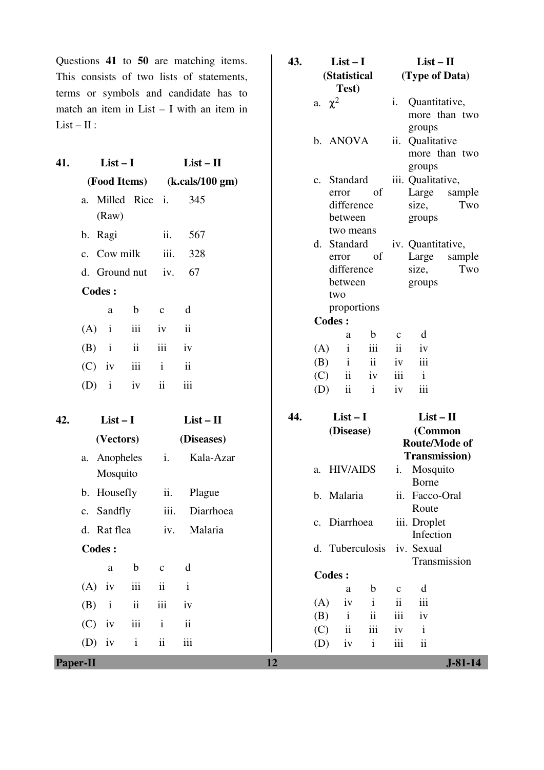Questions **41** to **50** are matching items. This consists of two lists of statements, terms or symbols and candidate has to match an item in List – I with an item in List – II :

**41.**

| **List – I (Food Items)** | **List – II (k.cals/100 gm)** |
|---|---|
| a. Milled Rice (Raw) | i. 345 |
| b. Ragi | ii. 567 |
| c. Cow milk | iii. 328 |
| d. Ground nut | iv. 67 |

**Codes :**

| | a | b | c | d |
|---|---|---|---|---|
| (A) | i | iii | iv | ii |
| (B) | i | ii | iii | iv |
| (C) | iv | iii | i | ii |
| (D) | i | iv | ii | iii |

**42.**

| **List – I (Vectors)** | **List – II (Diseases)** |
|---|---|
| a. Anopheles Mosquito | i. Kala-Azar |
| b. Housefly | ii. Plague |
| c. Sandfly | iii. Diarrhoea |
| d. Rat flea | iv. Malaria |

**Codes :**

| | a | b | c | d |
|---|---|---|---|---|
| (A) | iv | iii | ii | i |
| (B) | i | ii | iii | iv |
| (C) | iv | iii | i | ii |
| (D) | iv | i | ii | iii |

**43.**

| **List – I (Statistical Test)** | **List – II (Type of Data)** |
|---|---|
| a. $\chi^2$ | i. Quantitative, more than two groups |
| b. ANOVA | ii. Qualitative more than two groups |
| c. Standard error of difference between two means | iii. Qualitative, Large sample size, Two groups |
| d. Standard error of difference between two proportions | iv. Quantitative, Large sample size, Two groups |

**Codes :**

| | a | b | c | d |
|---|---|---|---|---|
| (A) | i | iii | ii | iv |
| (B) | i | ii | iv | iii |
| (C) | ii | iv | iii | i |
| (D) | ii | i | iv | iii |

**44.**

| **List – I (Disease)** | **List – II (Common Route/Mode of Transmission)** |
|---|---|
| a. HIV/AIDS | i. Mosquito Borne |
| b. Malaria | ii. Facco-Oral Route |
| c. Diarrhoea | iii. Droplet Infection |
| d. Tuberculosis | iv. Sexual Transmission |

**Codes :**

| | a | b | c | d |
|---|---|---|---|---|
| (A) | iv | i | ii | iii |
| (B) | i | ii | iii | iv |
| (C) | ii | iii | iv | i |
| (D) | iv | i | iii | ii |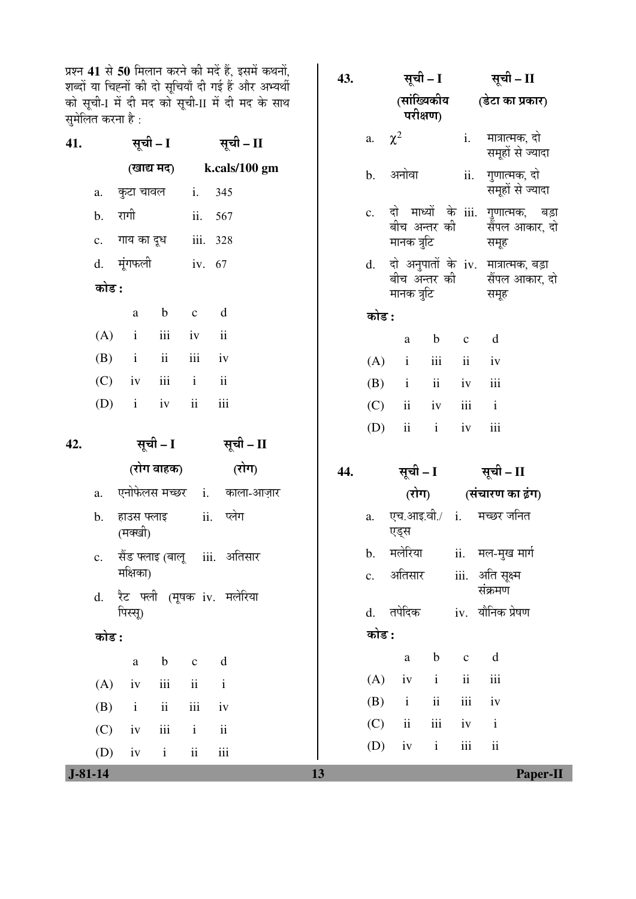प्रश्न **41** से **50** मिलान करने की मदें हैं, इसमें कथनों, शब्दों या चिह्नों की दो सूचियाँ दी गई हैं और अभ्यर्थी को सूची-I में दी मद को सूची-II में दी मद के साथ सुमेलित करना है :

**41.**

| **सूची – I (खाद्य मद)** | **सूची – II k.cals/100 gm** |
|---|---|
| a. कुटा चावल | i. 345 |
| b. रागी | ii. 567 |
| c. गाय का दूध | iii. 328 |
| d. मूंगफली | iv. 67 |

**कोड :**

| | a | b | c | d |
|---|---|---|---|---|
| (A) | i | iii | iv | ii |
| (B) | i | ii | iii | iv |
| (C) | iv | iii | i | ii |
| (D) | i | iv | ii | iii |

**42.**

| **सूची – I (रोग वाहक)** | **सूची – II (रोग)** |
|---|---|
| a. एनोफेलस मच्छर | i. काला-आज़ार |
| b. हाउस फ्लाइ (मक्खी) | ii. प्लेग |
| c. सैंड फ्लाइ (बालू मक्षिका) | iii. अतिसार |
| d. रैट फ्ली (मूषक पिस्सू) | iv. मलेरिया |

**कोड :**

| | a | b | c | d |
|---|---|---|---|---|
| (A) | iv | iii | ii | i |
| (B) | i | ii | iii | iv |
| (C) | iv | iii | i | ii |
| (D) | iv | i | ii | iii |

**43.**

| **सूची – I (सांख्यिकीय परीक्षण)** | **सूची – II (डेटा का प्रकार)** |
|---|---|
| a. $\chi^2$ | i. मात्रात्मक, दो समूहों से ज्यादा |
| b. अनोवा | ii. गुणात्मक, दो समूहों से ज्यादा |
| c. दो माध्यों के बीच अन्तर की मानक त्रुटि | iii. गुणात्मक, बड़ा सैंपल आकार, दो समूह |
| d. दो अनुपातों के बीच अन्तर की मानक त्रुटि | iv. मात्रात्मक, बड़ा सैंपल आकार, दो समूह |

**कोड :**

| | a | b | c | d |
|---|---|---|---|---|
| (A) | i | iii | ii | iv |
| (B) | i | ii | iv | iii |
| (C) | ii | iv | iii | i |
| (D) | ii | i | iv | iii |

**44.**

| **सूची – I (रोग)** | **सूची – II (संचारण का ढंग)** |
|---|---|
| a. एच.आइ.वी./एड्स | i. मच्छर जनित |
| b. मलेरिया | ii. मल-मुख मार्ग |
| c. अतिसार | iii. अति सूक्ष्म संक्रमण |
| d. तपेदिक | iv. यौनिक प्रेषण |

**कोड :**

| | a | b | c | d |
|---|---|---|---|---|
| (A) | iv | i | ii | iii |
| (B) | i | ii | iii | iv |
| (C) | ii | iii | iv | i |
| (D) | iv | i | iii | ii |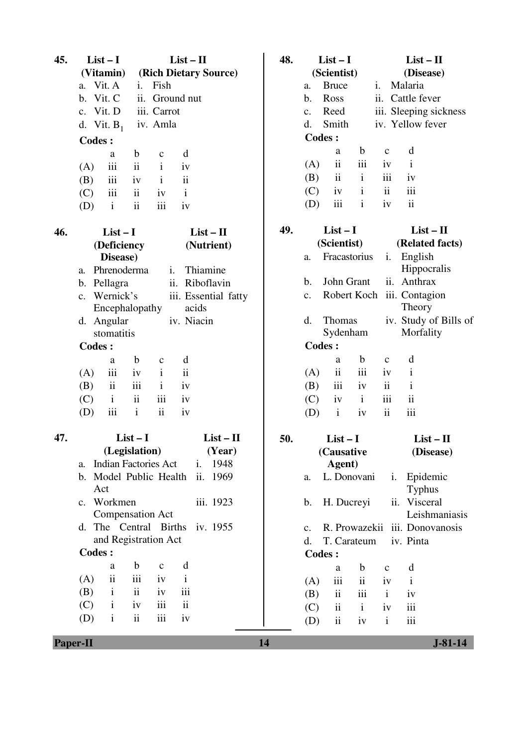**45.** 

| List – I (Vitamin) | List – II (Rich Dietary Source) |
|---|---|
| a. Vit. A | i. Fish |
| b. Vit. C | ii. Ground nut |
| c. Vit. D | iii. Carrot |
| d. Vit. $B_1$ | iv. Amla |

**Codes :**

| | a | b | c | d |
|---|---|---|---|---|
| (A) | iii | ii | i | iv |
| (B) | iii | iv | i | ii |
| (C) | iii | ii | iv | i |
| (D) | i | ii | iii | iv |

**46.** 

| List – I (Deficiency Disease) | List – II (Nutrient) |
|---|---|
| a. Phrenoderma | i. Thiamine |
| b. Pellagra | ii. Riboflavin |
| c. Wernick's Encephalopathy | iii. Essential fatty acids |
| d. Angular stomatitis | iv. Niacin |

**Codes :**

| | a | b | c | d |
|---|---|---|---|---|
| (A) | iii | iv | i | ii |
| (B) | ii | iii | i | iv |
| (C) | i | ii | iii | iv |
| (D) | iii | i | ii | iv |

**47.** 

| List – I (Legislation) | List – II (Year) |
|---|---|
| a. Indian Factories Act | i. 1948 |
| b. Model Public Health Act | ii. 1969 |
| c. Workmen Compensation Act | iii. 1923 |
| d. The Central Births and Registration Act | iv. 1955 |

**Codes :**

| | a | b | c | d |
|---|---|---|---|---|
| (A) | ii | iii | iv | i |
| (B) | i | ii | iv | iii |
| (C) | i | iv | iii | ii |
| (D) | i | ii | iii | iv |

**48.** 

| List – I (Scientist) | List – II (Disease) |
|---|---|
| a. Bruce | i. Malaria |
| b. Ross | ii. Cattle fever |
| c. Reed | iii. Sleeping sickness |
| d. Smith | iv. Yellow fever |

**Codes :**

| | a | b | c | d |
|---|---|---|---|---|
| (A) | ii | iii | iv | i |
| (B) | ii | i | iii | iv |
| (C) | iv | i | ii | iii |
| (D) | iii | i | iv | ii |

**49.** 

| List – I (Scientist) | List – II (Related facts) |
|---|---|
| a. Fracastorius | i. English Hippocralis |
| b. John Grant | ii. Anthrax |
| c. Robert Koch | iii. Contagion Theory |
| d. Thomas Sydenham | iv. Study of Bills of Morfality |

**Codes :**

| | a | b | c | d |
|---|---|---|---|---|
| (A) | ii | iii | iv | i |
| (B) | iii | iv | ii | i |
| (C) | iv | i | iii | ii |
| (D) | i | iv | ii | iii |

**50.** 

| List – I (Causative Agent) | List – II (Disease) |
|---|---|
| a. L. Donovani | i. Epidemic Typhus |
| b. H. Ducreyi | ii. Visceral Leishmaniasis |
| c. R. Prowazekii | iii. Donovanosis |
| d. T. Carateum | iv. Pinta |

**Codes :**

| | a | b | c | d |
|---|---|---|---|---|
| (A) | iii | ii | iv | i |
| (B) | ii | iii | i | iv |
| (C) | ii | i | iv | iii |
| (D) | ii | iv | i | iii |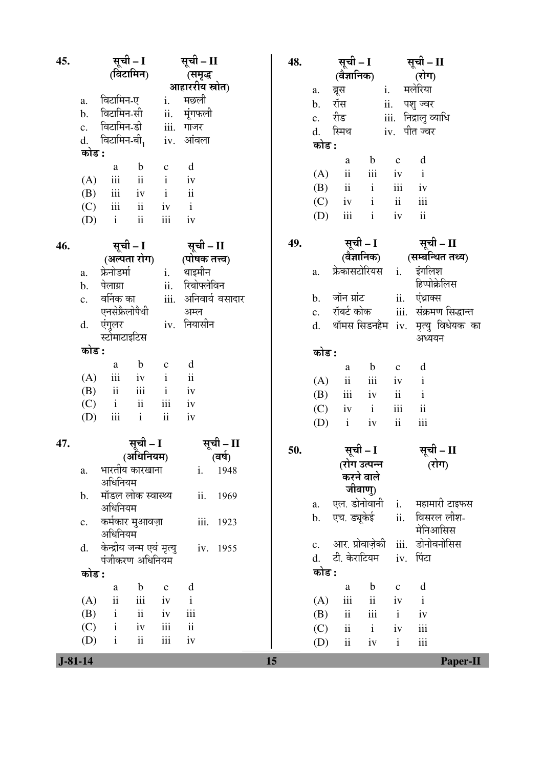45.

| सूची – I (विटामिन) | सूची – II (समृद्ध आहाररीय स्रोत) |
|---|---|
| a. विटामिन-ए | i. मछली |
| b. विटामिन-सी | ii. मूंगफली |
| c. विटामिन-डी | iii. गाजर |
| d. विटामिन-बी$_1$ | iv. आंवला |

कोड :

| | a | b | c | d |
|---|---|---|---|---|
| (A) | iii | ii | i | iv |
| (B) | iii | iv | i | ii |
| (C) | iii | ii | iv | i |
| (D) | i | ii | iii | iv |

46.

| सूची – I (अल्पता रोग) | सूची – II (पोषक तत्त्व) |
|---|---|
| a. फ्रेनोडर्मा | i. थाइमीन |
| b. पेलाग्रा | ii. रिबोफ्लेविन |
| c. वर्निक का एनसेफ्रैलोपैथी | iii. अनिवार्य वसादार अम्ल |
| d. एंगुलर स्टोमाटाइटिस | iv. नियासीन |

कोड :

| | a | b | c | d |
|---|---|---|---|---|
| (A) | iii | iv | i | ii |
| (B) | ii | iii | i | iv |
| (C) | i | ii | iii | iv |
| (D) | iii | i | ii | iv |

47.

| सूची – I (अधिनियम) | सूची – II (वर्ष) |
|---|---|
| a. भारतीय कारखाना अधिनियम | i. 1948 |
| b. मॉडल लोक स्वास्थ्य अधिनियम | ii. 1969 |
| c. कर्मकार मुआवज़ा अधिनियम | iii. 1923 |
| d. केन्द्रीय जन्म एवं मृत्यु पंजीकरण अधिनियम | iv. 1955 |

कोड :

| | a | b | c | d |
|---|---|---|---|---|
| (A) | ii | iii | iv | i |
| (B) | i | ii | iv | iii |
| (C) | i | iv | iii | ii |
| (D) | i | ii | iii | iv |

48.

| सूची – I (वैज्ञानिक) | सूची – II (रोग) |
|---|---|
| a. ब्रूस | i. मलेरिया |
| b. रॉस | ii. पशु ज्वर |
| c. रीड | iii. निद्रालु व्याधि |
| d. स्मिथ | iv. पीत ज्वर |

कोड :

| | a | b | c | d |
|---|---|---|---|---|
| (A) | ii | iii | iv | i |
| (B) | ii | i | iii | iv |
| (C) | iv | i | ii | iii |
| (D) | iii | i | iv | ii |

49.

| सूची – I (वैज्ञानिक) | सूची – II (सम्बन्धित तथ्य) |
|---|---|
| a. फ्रेकासटोरियस | i. इंगलिश हिप्पोक्रेलिस |
| b. जॉन ग्रांट | ii. एंथ्राक्स |
| c. रॉबर्ट कोक | iii. संक्रमण सिद्धान्त |
| d. थॉमस सिडनहैम | iv. मृत्यु विधेयक का अध्ययन |

कोड :

| | a | b | c | d |
|---|---|---|---|---|
| (A) | ii | iii | iv | i |
| (B) | iii | iv | ii | i |
| (C) | iv | i | iii | ii |
| (D) | i | iv | ii | iii |

50.

| सूची – I (रोग उत्पन्न करने वाले जीवाणु) | सूची – II (रोग) |
|---|---|
| a. एल. डोनोवानी | i. महामारी टाइफस |
| b. एच. ड्यूकेई | ii. विसरल लीश-मेनिआसिस |
| c. आर. प्रोवाज़ेकी | iii. डोनोवनोसिस |
| d. टी. केराटियम | iv. पिंटा |

कोड :

| | a | b | c | d |
|---|---|---|---|---|
| (A) | iii | ii | iv | i |
| (B) | ii | iii | i | iv |
| (C) | ii | i | iv | iii |
| (D) | ii | iv | i | iii |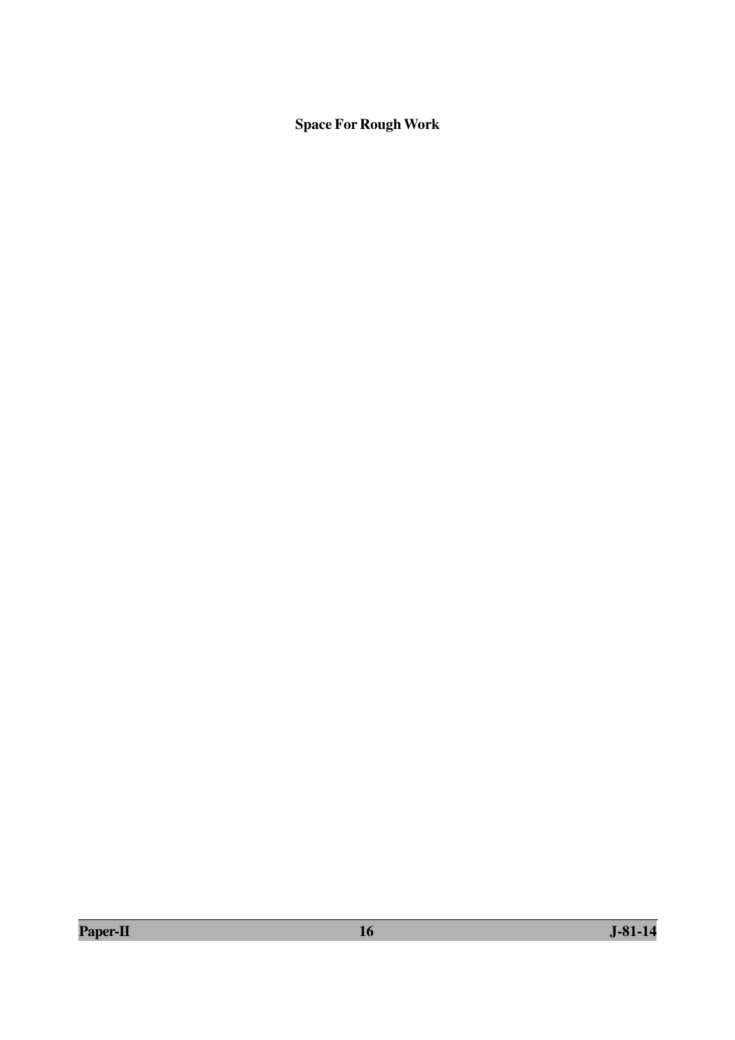**Space For Rough Work**